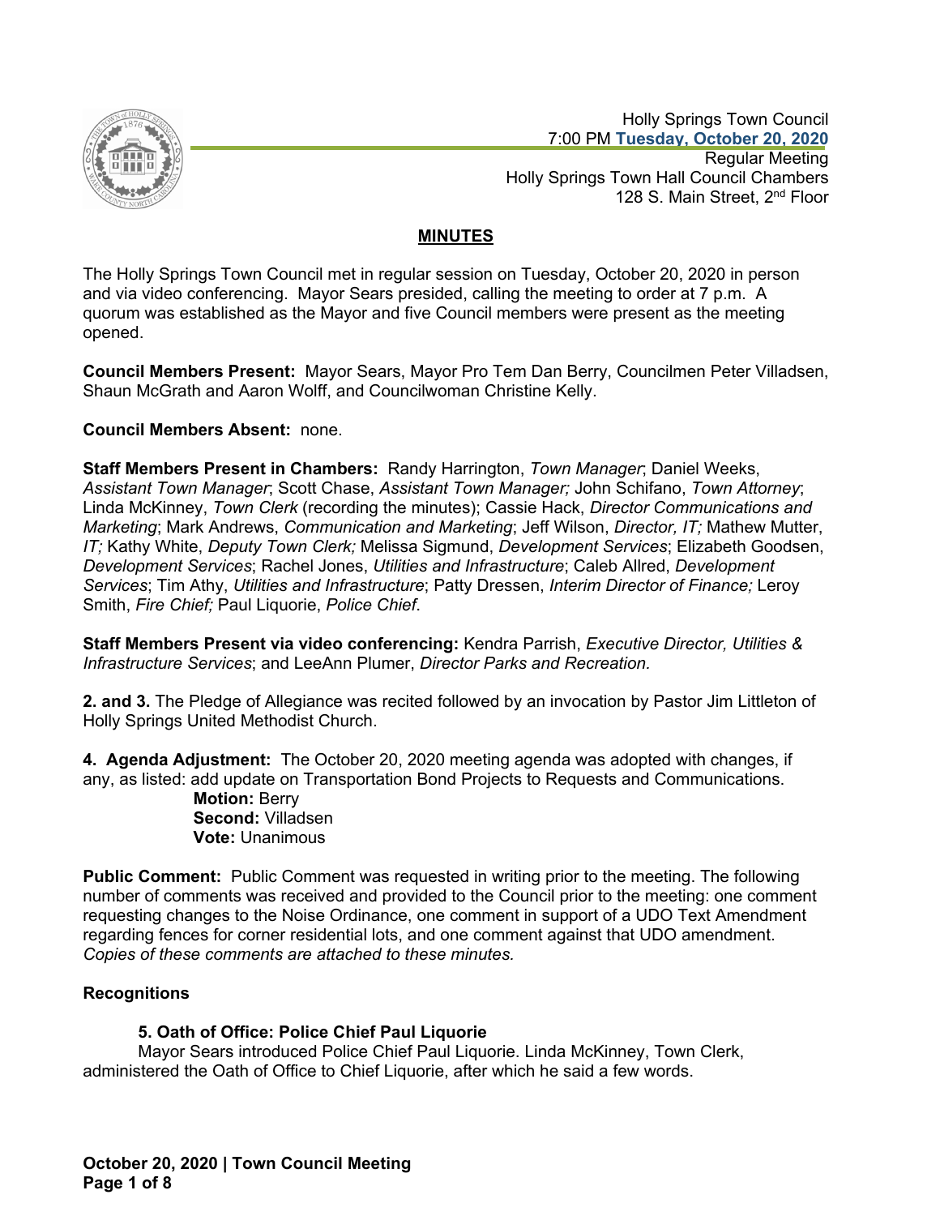Holly Springs Town Council
7:00 PM **Tuesday, October 20, 2020**
Regular Meeting
Holly Springs Town Hall Council Chambers
128 S. Main Street, 2nd Floor

# MINUTES

The Holly Springs Town Council met in regular session on Tuesday, October 20, 2020 in person and via video conferencing. Mayor Sears presided, calling the meeting to order at 7 p.m. A quorum was established as the Mayor and five Council members were present as the meeting opened.

**Council Members Present:** Mayor Sears, Mayor Pro Tem Dan Berry, Councilmen Peter Villadsen, Shaun McGrath and Aaron Wolff, and Councilwoman Christine Kelly.

**Council Members Absent:** none.

**Staff Members Present in Chambers:** Randy Harrington, *Town Manager*; Daniel Weeks, *Assistant Town Manager*; Scott Chase, *Assistant Town Manager;* John Schifano, *Town Attorney*; Linda McKinney, *Town Clerk* (recording the minutes); Cassie Hack, *Director Communications and Marketing*; Mark Andrews, *Communication and Marketing*; Jeff Wilson, *Director, IT;* Mathew Mutter, *IT;* Kathy White, *Deputy Town Clerk;* Melissa Sigmund, *Development Services*; Elizabeth Goodsen, *Development Services*; Rachel Jones, *Utilities and Infrastructure*; Caleb Allred, *Development Services*; Tim Athy, *Utilities and Infrastructure*; Patty Dressen, *Interim Director of Finance;* Leroy Smith, *Fire Chief;* Paul Liquorie, *Police Chief*.

**Staff Members Present via video conferencing:** Kendra Parrish, *Executive Director, Utilities & Infrastructure Services*; and LeeAnn Plumer, *Director Parks and Recreation.*

**2. and 3.** The Pledge of Allegiance was recited followed by an invocation by Pastor Jim Littleton of Holly Springs United Methodist Church.

**4. Agenda Adjustment:** The October 20, 2020 meeting agenda was adopted with changes, if any, as listed: add update on Transportation Bond Projects to Requests and Communications.

**Motion:** Berry
**Second:** Villadsen
**Vote:** Unanimous

**Public Comment:** Public Comment was requested in writing prior to the meeting. The following number of comments was received and provided to the Council prior to the meeting: one comment requesting changes to the Noise Ordinance, one comment in support of a UDO Text Amendment regarding fences for corner residential lots, and one comment against that UDO amendment. *Copies of these comments are attached to these minutes.*

## Recognitions

### 5. Oath of Office: Police Chief Paul Liquorie

Mayor Sears introduced Police Chief Paul Liquorie. Linda McKinney, Town Clerk, administered the Oath of Office to Chief Liquorie, after which he said a few words.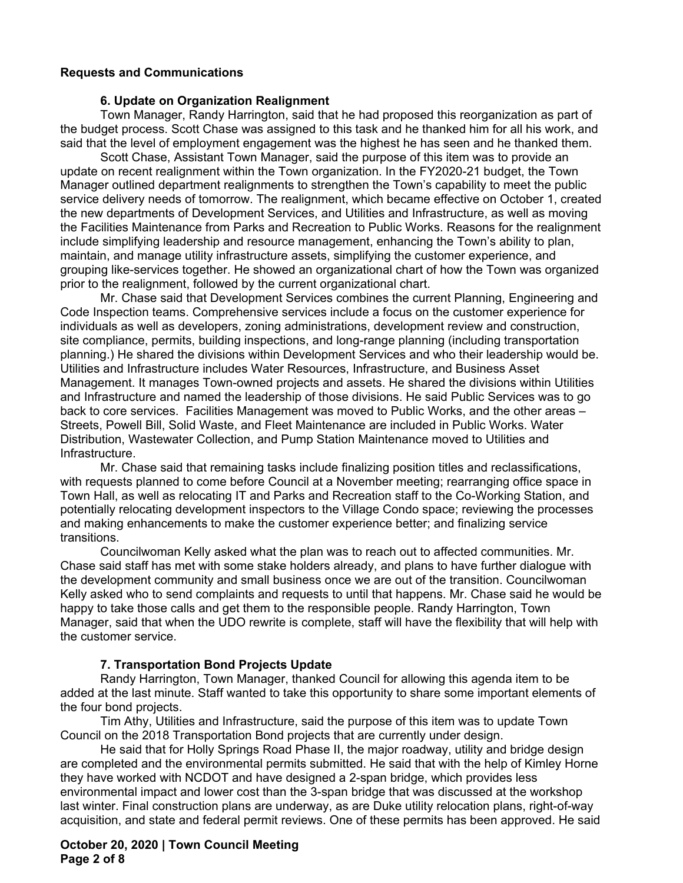**Requests and Communications**

**6. Update on Organization Realignment**

Town Manager, Randy Harrington, said that he had proposed this reorganization as part of the budget process. Scott Chase was assigned to this task and he thanked him for all his work, and said that the level of employment engagement was the highest he has seen and he thanked them.

Scott Chase, Assistant Town Manager, said the purpose of this item was to provide an update on recent realignment within the Town organization. In the FY2020-21 budget, the Town Manager outlined department realignments to strengthen the Town's capability to meet the public service delivery needs of tomorrow. The realignment, which became effective on October 1, created the new departments of Development Services, and Utilities and Infrastructure, as well as moving the Facilities Maintenance from Parks and Recreation to Public Works. Reasons for the realignment include simplifying leadership and resource management, enhancing the Town's ability to plan, maintain, and manage utility infrastructure assets, simplifying the customer experience, and grouping like-services together. He showed an organizational chart of how the Town was organized prior to the realignment, followed by the current organizational chart.

Mr. Chase said that Development Services combines the current Planning, Engineering and Code Inspection teams. Comprehensive services include a focus on the customer experience for individuals as well as developers, zoning administrations, development review and construction, site compliance, permits, building inspections, and long-range planning (including transportation planning.) He shared the divisions within Development Services and who their leadership would be. Utilities and Infrastructure includes Water Resources, Infrastructure, and Business Asset Management. It manages Town-owned projects and assets. He shared the divisions within Utilities and Infrastructure and named the leadership of those divisions. He said Public Services was to go back to core services. Facilities Management was moved to Public Works, and the other areas – Streets, Powell Bill, Solid Waste, and Fleet Maintenance are included in Public Works. Water Distribution, Wastewater Collection, and Pump Station Maintenance moved to Utilities and Infrastructure.

Mr. Chase said that remaining tasks include finalizing position titles and reclassifications, with requests planned to come before Council at a November meeting; rearranging office space in Town Hall, as well as relocating IT and Parks and Recreation staff to the Co-Working Station, and potentially relocating development inspectors to the Village Condo space; reviewing the processes and making enhancements to make the customer experience better; and finalizing service transitions.

Councilwoman Kelly asked what the plan was to reach out to affected communities. Mr. Chase said staff has met with some stake holders already, and plans to have further dialogue with the development community and small business once we are out of the transition. Councilwoman Kelly asked who to send complaints and requests to until that happens. Mr. Chase said he would be happy to take those calls and get them to the responsible people. Randy Harrington, Town Manager, said that when the UDO rewrite is complete, staff will have the flexibility that will help with the customer service.

**7. Transportation Bond Projects Update**

Randy Harrington, Town Manager, thanked Council for allowing this agenda item to be added at the last minute. Staff wanted to take this opportunity to share some important elements of the four bond projects.

Tim Athy, Utilities and Infrastructure, said the purpose of this item was to update Town Council on the 2018 Transportation Bond projects that are currently under design.

He said that for Holly Springs Road Phase II, the major roadway, utility and bridge design are completed and the environmental permits submitted. He said that with the help of Kimley Horne they have worked with NCDOT and have designed a 2-span bridge, which provides less environmental impact and lower cost than the 3-span bridge that was discussed at the workshop last winter. Final construction plans are underway, as are Duke utility relocation plans, right-of-way acquisition, and state and federal permit reviews. One of these permits has been approved. He said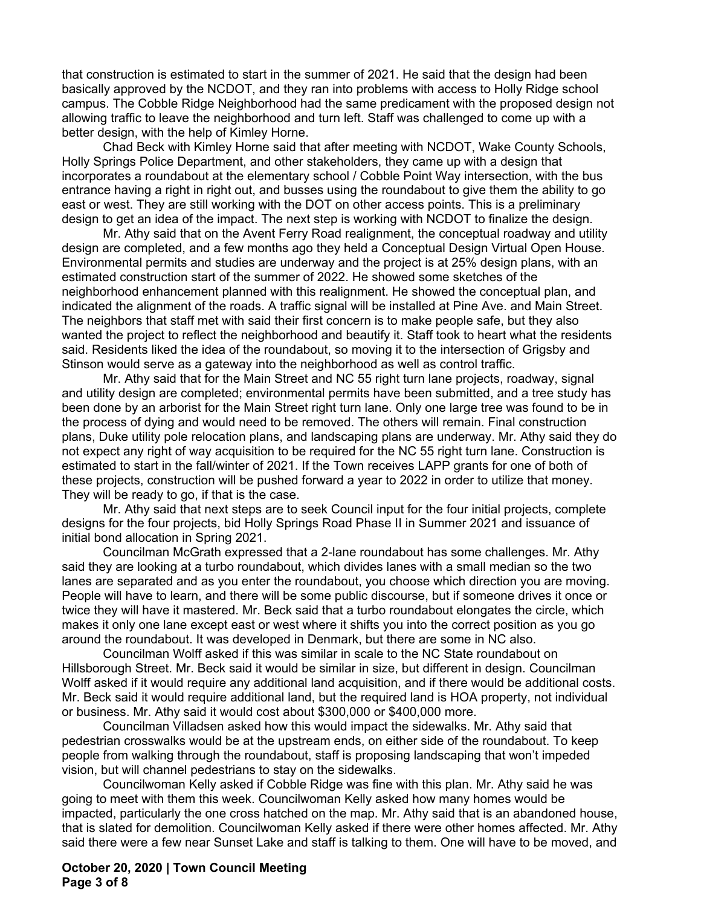that construction is estimated to start in the summer of 2021. He said that the design had been basically approved by the NCDOT, and they ran into problems with access to Holly Ridge school campus. The Cobble Ridge Neighborhood had the same predicament with the proposed design not allowing traffic to leave the neighborhood and turn left. Staff was challenged to come up with a better design, with the help of Kimley Horne.

Chad Beck with Kimley Horne said that after meeting with NCDOT, Wake County Schools, Holly Springs Police Department, and other stakeholders, they came up with a design that incorporates a roundabout at the elementary school / Cobble Point Way intersection, with the bus entrance having a right in right out, and busses using the roundabout to give them the ability to go east or west. They are still working with the DOT on other access points. This is a preliminary design to get an idea of the impact. The next step is working with NCDOT to finalize the design.

Mr. Athy said that on the Avent Ferry Road realignment, the conceptual roadway and utility design are completed, and a few months ago they held a Conceptual Design Virtual Open House. Environmental permits and studies are underway and the project is at 25% design plans, with an estimated construction start of the summer of 2022. He showed some sketches of the neighborhood enhancement planned with this realignment. He showed the conceptual plan, and indicated the alignment of the roads. A traffic signal will be installed at Pine Ave. and Main Street. The neighbors that staff met with said their first concern is to make people safe, but they also wanted the project to reflect the neighborhood and beautify it. Staff took to heart what the residents said. Residents liked the idea of the roundabout, so moving it to the intersection of Grigsby and Stinson would serve as a gateway into the neighborhood as well as control traffic.

Mr. Athy said that for the Main Street and NC 55 right turn lane projects, roadway, signal and utility design are completed; environmental permits have been submitted, and a tree study has been done by an arborist for the Main Street right turn lane. Only one large tree was found to be in the process of dying and would need to be removed. The others will remain. Final construction plans, Duke utility pole relocation plans, and landscaping plans are underway. Mr. Athy said they do not expect any right of way acquisition to be required for the NC 55 right turn lane. Construction is estimated to start in the fall/winter of 2021. If the Town receives LAPP grants for one of both of these projects, construction will be pushed forward a year to 2022 in order to utilize that money. They will be ready to go, if that is the case.

Mr. Athy said that next steps are to seek Council input for the four initial projects, complete designs for the four projects, bid Holly Springs Road Phase II in Summer 2021 and issuance of initial bond allocation in Spring 2021.

Councilman McGrath expressed that a 2-lane roundabout has some challenges. Mr. Athy said they are looking at a turbo roundabout, which divides lanes with a small median so the two lanes are separated and as you enter the roundabout, you choose which direction you are moving. People will have to learn, and there will be some public discourse, but if someone drives it once or twice they will have it mastered. Mr. Beck said that a turbo roundabout elongates the circle, which makes it only one lane except east or west where it shifts you into the correct position as you go around the roundabout. It was developed in Denmark, but there are some in NC also.

Councilman Wolff asked if this was similar in scale to the NC State roundabout on Hillsborough Street. Mr. Beck said it would be similar in size, but different in design. Councilman Wolff asked if it would require any additional land acquisition, and if there would be additional costs. Mr. Beck said it would require additional land, but the required land is HOA property, not individual or business. Mr. Athy said it would cost about $300,000 or $400,000 more.

Councilman Villadsen asked how this would impact the sidewalks. Mr. Athy said that pedestrian crosswalks would be at the upstream ends, on either side of the roundabout. To keep people from walking through the roundabout, staff is proposing landscaping that won't impeded vision, but will channel pedestrians to stay on the sidewalks.

Councilwoman Kelly asked if Cobble Ridge was fine with this plan. Mr. Athy said he was going to meet with them this week. Councilwoman Kelly asked how many homes would be impacted, particularly the one cross hatched on the map. Mr. Athy said that is an abandoned house, that is slated for demolition. Councilwoman Kelly asked if there were other homes affected. Mr. Athy said there were a few near Sunset Lake and staff is talking to them. One will have to be moved, and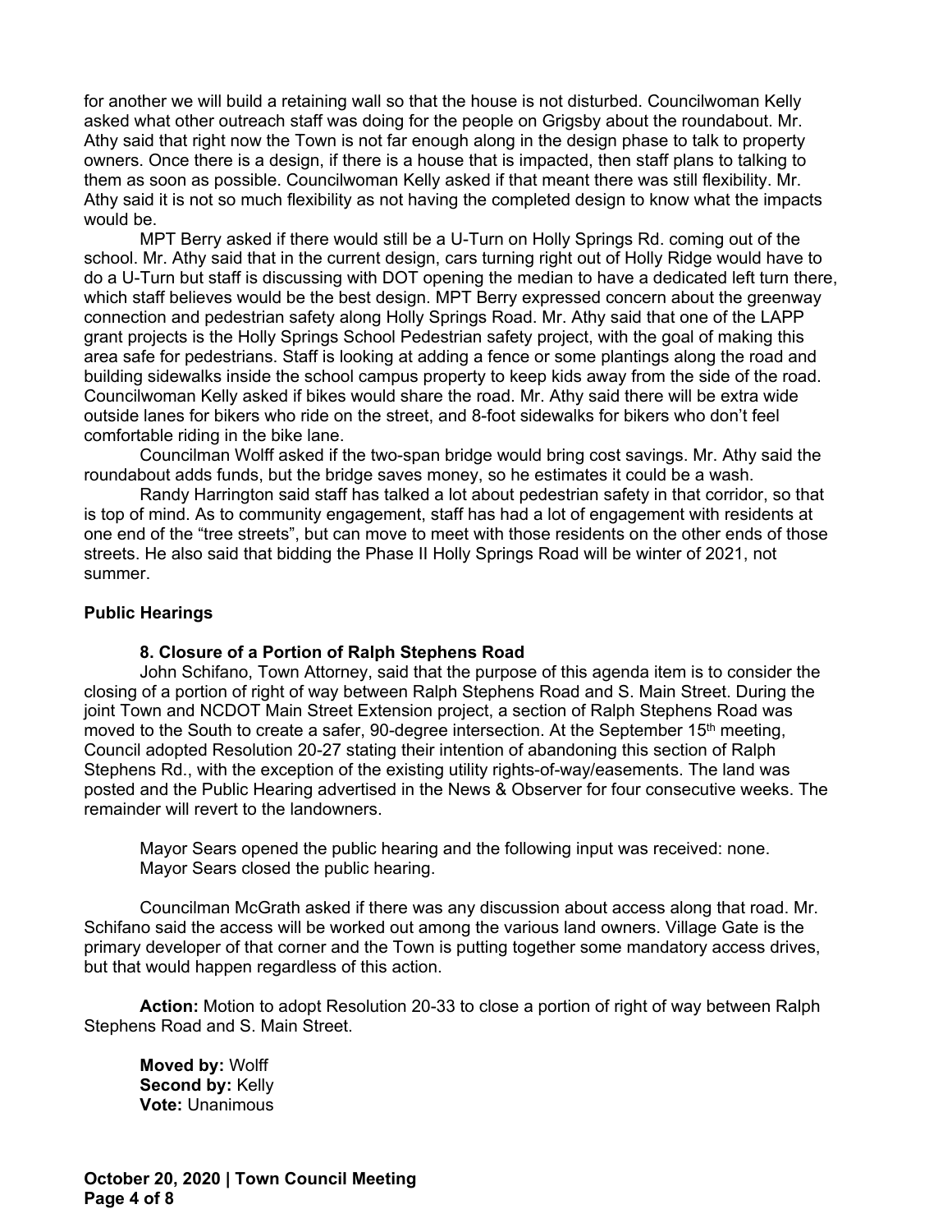for another we will build a retaining wall so that the house is not disturbed. Councilwoman Kelly asked what other outreach staff was doing for the people on Grigsby about the roundabout. Mr. Athy said that right now the Town is not far enough along in the design phase to talk to property owners. Once there is a design, if there is a house that is impacted, then staff plans to talking to them as soon as possible. Councilwoman Kelly asked if that meant there was still flexibility. Mr. Athy said it is not so much flexibility as not having the completed design to know what the impacts would be.

MPT Berry asked if there would still be a U-Turn on Holly Springs Rd. coming out of the school. Mr. Athy said that in the current design, cars turning right out of Holly Ridge would have to do a U-Turn but staff is discussing with DOT opening the median to have a dedicated left turn there, which staff believes would be the best design. MPT Berry expressed concern about the greenway connection and pedestrian safety along Holly Springs Road. Mr. Athy said that one of the LAPP grant projects is the Holly Springs School Pedestrian safety project, with the goal of making this area safe for pedestrians. Staff is looking at adding a fence or some plantings along the road and building sidewalks inside the school campus property to keep kids away from the side of the road. Councilwoman Kelly asked if bikes would share the road. Mr. Athy said there will be extra wide outside lanes for bikers who ride on the street, and 8-foot sidewalks for bikers who don't feel comfortable riding in the bike lane.

Councilman Wolff asked if the two-span bridge would bring cost savings. Mr. Athy said the roundabout adds funds, but the bridge saves money, so he estimates it could be a wash.

Randy Harrington said staff has talked a lot about pedestrian safety in that corridor, so that is top of mind. As to community engagement, staff has had a lot of engagement with residents at one end of the "tree streets", but can move to meet with those residents on the other ends of those streets. He also said that bidding the Phase II Holly Springs Road will be winter of 2021, not summer.

**Public Hearings**

**8. Closure of a Portion of Ralph Stephens Road**

John Schifano, Town Attorney, said that the purpose of this agenda item is to consider the closing of a portion of right of way between Ralph Stephens Road and S. Main Street. During the joint Town and NCDOT Main Street Extension project, a section of Ralph Stephens Road was moved to the South to create a safer, 90-degree intersection. At the September 15th meeting, Council adopted Resolution 20-27 stating their intention of abandoning this section of Ralph Stephens Rd., with the exception of the existing utility rights-of-way/easements. The land was posted and the Public Hearing advertised in the News & Observer for four consecutive weeks. The remainder will revert to the landowners.

Mayor Sears opened the public hearing and the following input was received: none.
Mayor Sears closed the public hearing.

Councilman McGrath asked if there was any discussion about access along that road. Mr. Schifano said the access will be worked out among the various land owners. Village Gate is the primary developer of that corner and the Town is putting together some mandatory access drives, but that would happen regardless of this action.

**Action:** Motion to adopt Resolution 20-33 to close a portion of right of way between Ralph Stephens Road and S. Main Street.

**Moved by:** Wolff
**Second by:** Kelly
**Vote:** Unanimous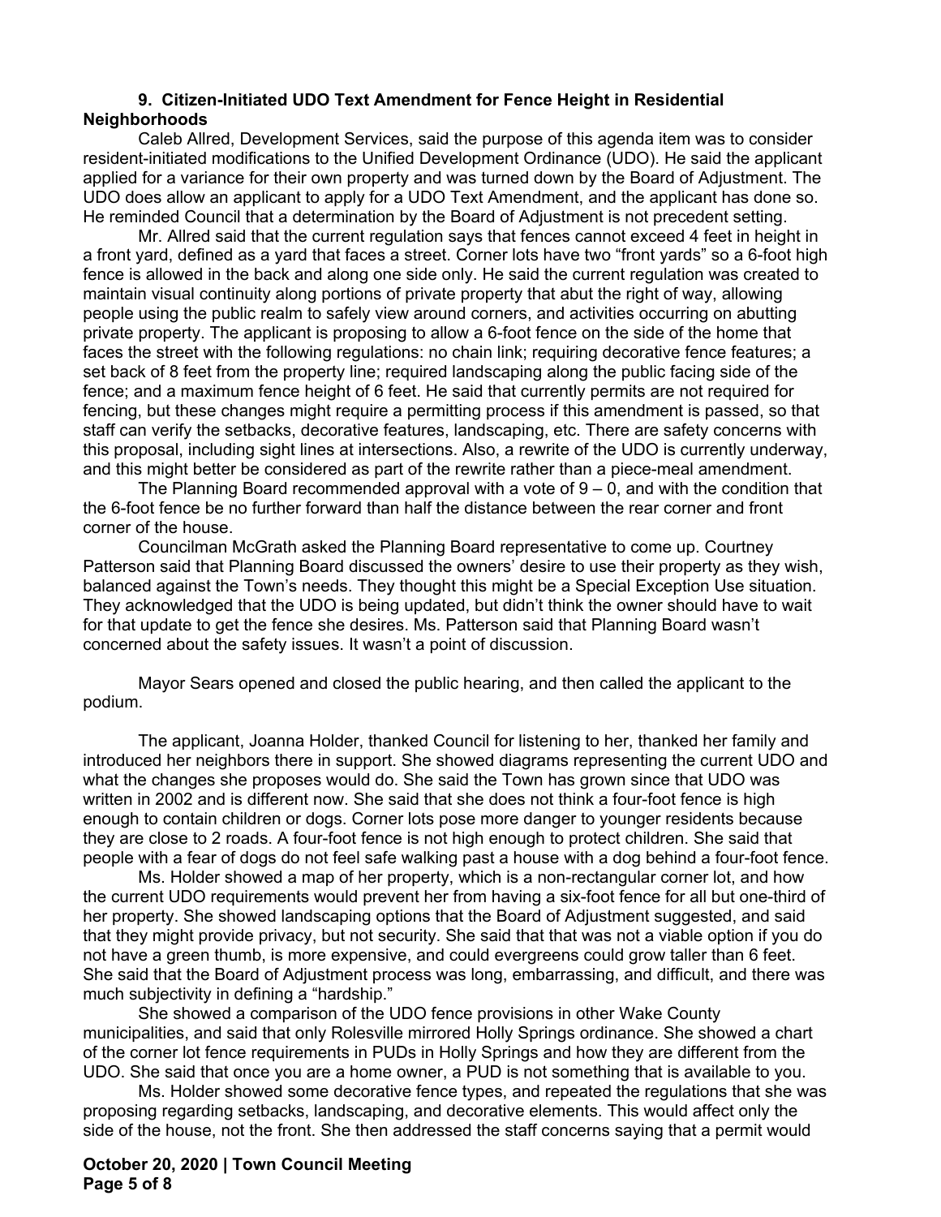**9. Citizen-Initiated UDO Text Amendment for Fence Height in Residential Neighborhoods**

Caleb Allred, Development Services, said the purpose of this agenda item was to consider resident-initiated modifications to the Unified Development Ordinance (UDO). He said the applicant applied for a variance for their own property and was turned down by the Board of Adjustment. The UDO does allow an applicant to apply for a UDO Text Amendment, and the applicant has done so. He reminded Council that a determination by the Board of Adjustment is not precedent setting.

Mr. Allred said that the current regulation says that fences cannot exceed 4 feet in height in a front yard, defined as a yard that faces a street. Corner lots have two "front yards" so a 6-foot high fence is allowed in the back and along one side only. He said the current regulation was created to maintain visual continuity along portions of private property that abut the right of way, allowing people using the public realm to safely view around corners, and activities occurring on abutting private property. The applicant is proposing to allow a 6-foot fence on the side of the home that faces the street with the following regulations: no chain link; requiring decorative fence features; a set back of 8 feet from the property line; required landscaping along the public facing side of the fence; and a maximum fence height of 6 feet. He said that currently permits are not required for fencing, but these changes might require a permitting process if this amendment is passed, so that staff can verify the setbacks, decorative features, landscaping, etc. There are safety concerns with this proposal, including sight lines at intersections. Also, a rewrite of the UDO is currently underway, and this might better be considered as part of the rewrite rather than a piece-meal amendment.

The Planning Board recommended approval with a vote of 9 – 0, and with the condition that the 6-foot fence be no further forward than half the distance between the rear corner and front corner of the house.

Councilman McGrath asked the Planning Board representative to come up. Courtney Patterson said that Planning Board discussed the owners' desire to use their property as they wish, balanced against the Town's needs. They thought this might be a Special Exception Use situation. They acknowledged that the UDO is being updated, but didn't think the owner should have to wait for that update to get the fence she desires. Ms. Patterson said that Planning Board wasn't concerned about the safety issues. It wasn't a point of discussion.

Mayor Sears opened and closed the public hearing, and then called the applicant to the podium.

The applicant, Joanna Holder, thanked Council for listening to her, thanked her family and introduced her neighbors there in support. She showed diagrams representing the current UDO and what the changes she proposes would do. She said the Town has grown since that UDO was written in 2002 and is different now. She said that she does not think a four-foot fence is high enough to contain children or dogs. Corner lots pose more danger to younger residents because they are close to 2 roads. A four-foot fence is not high enough to protect children. She said that people with a fear of dogs do not feel safe walking past a house with a dog behind a four-foot fence.

Ms. Holder showed a map of her property, which is a non-rectangular corner lot, and how the current UDO requirements would prevent her from having a six-foot fence for all but one-third of her property. She showed landscaping options that the Board of Adjustment suggested, and said that they might provide privacy, but not security. She said that that was not a viable option if you do not have a green thumb, is more expensive, and could evergreens could grow taller than 6 feet. She said that the Board of Adjustment process was long, embarrassing, and difficult, and there was much subjectivity in defining a "hardship."

She showed a comparison of the UDO fence provisions in other Wake County municipalities, and said that only Rolesville mirrored Holly Springs ordinance. She showed a chart of the corner lot fence requirements in PUDs in Holly Springs and how they are different from the UDO. She said that once you are a home owner, a PUD is not something that is available to you.

Ms. Holder showed some decorative fence types, and repeated the regulations that she was proposing regarding setbacks, landscaping, and decorative elements. This would affect only the side of the house, not the front. She then addressed the staff concerns saying that a permit would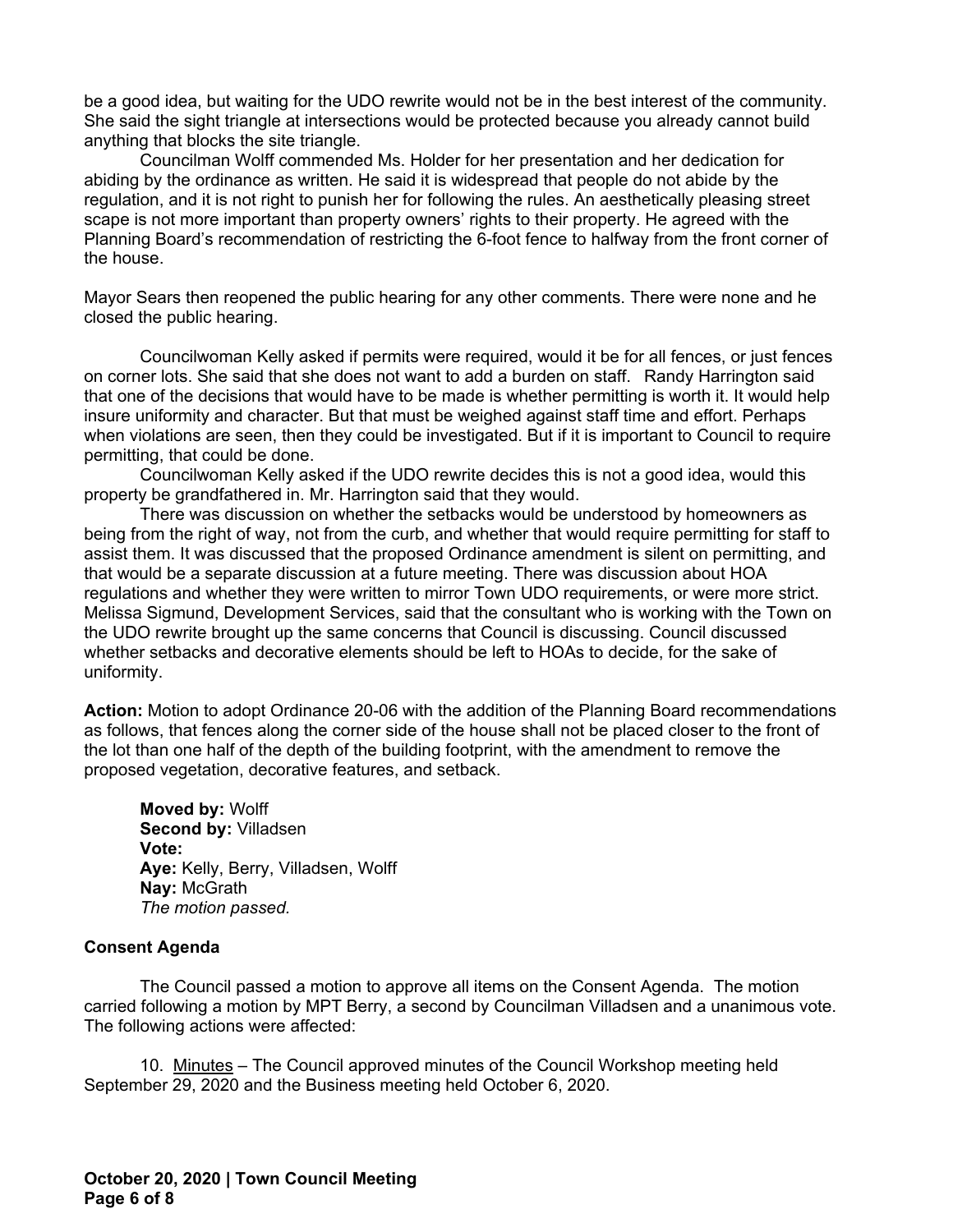be a good idea, but waiting for the UDO rewrite would not be in the best interest of the community. She said the sight triangle at intersections would be protected because you already cannot build anything that blocks the site triangle.

Councilman Wolff commended Ms. Holder for her presentation and her dedication for abiding by the ordinance as written. He said it is widespread that people do not abide by the regulation, and it is not right to punish her for following the rules. An aesthetically pleasing street scape is not more important than property owners' rights to their property. He agreed with the Planning Board's recommendation of restricting the 6-foot fence to halfway from the front corner of the house.

Mayor Sears then reopened the public hearing for any other comments. There were none and he closed the public hearing.

Councilwoman Kelly asked if permits were required, would it be for all fences, or just fences on corner lots. She said that she does not want to add a burden on staff. Randy Harrington said that one of the decisions that would have to be made is whether permitting is worth it. It would help insure uniformity and character. But that must be weighed against staff time and effort. Perhaps when violations are seen, then they could be investigated. But if it is important to Council to require permitting, that could be done.

Councilwoman Kelly asked if the UDO rewrite decides this is not a good idea, would this property be grandfathered in. Mr. Harrington said that they would.

There was discussion on whether the setbacks would be understood by homeowners as being from the right of way, not from the curb, and whether that would require permitting for staff to assist them. It was discussed that the proposed Ordinance amendment is silent on permitting, and that would be a separate discussion at a future meeting. There was discussion about HOA regulations and whether they were written to mirror Town UDO requirements, or were more strict. Melissa Sigmund, Development Services, said that the consultant who is working with the Town on the UDO rewrite brought up the same concerns that Council is discussing. Council discussed whether setbacks and decorative elements should be left to HOAs to decide, for the sake of uniformity.

**Action:** Motion to adopt Ordinance 20-06 with the addition of the Planning Board recommendations as follows, that fences along the corner side of the house shall not be placed closer to the front of the lot than one half of the depth of the building footprint, with the amendment to remove the proposed vegetation, decorative features, and setback.

**Moved by:** Wolff
**Second by:** Villadsen
**Vote:**
**Aye:** Kelly, Berry, Villadsen, Wolff
**Nay:** McGrath
*The motion passed.*

**Consent Agenda**

The Council passed a motion to approve all items on the Consent Agenda. The motion carried following a motion by MPT Berry, a second by Councilman Villadsen and a unanimous vote. The following actions were affected:

10. Minutes – The Council approved minutes of the Council Workshop meeting held September 29, 2020 and the Business meeting held October 6, 2020.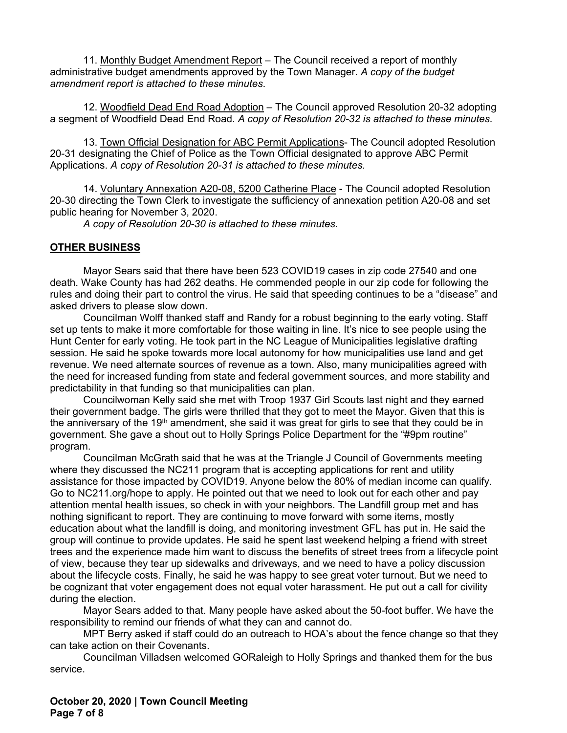11. Monthly Budget Amendment Report – The Council received a report of monthly administrative budget amendments approved by the Town Manager. *A copy of the budget amendment report is attached to these minutes.*

12. Woodfield Dead End Road Adoption – The Council approved Resolution 20-32 adopting a segment of Woodfield Dead End Road. *A copy of Resolution 20-32 is attached to these minutes.*

13. Town Official Designation for ABC Permit Applications- The Council adopted Resolution 20-31 designating the Chief of Police as the Town Official designated to approve ABC Permit Applications. *A copy of Resolution 20-31 is attached to these minutes.*

14. Voluntary Annexation A20-08, 5200 Catherine Place - The Council adopted Resolution 20-30 directing the Town Clerk to investigate the sufficiency of annexation petition A20-08 and set public hearing for November 3, 2020.

*A copy of Resolution 20-30 is attached to these minutes.*

## OTHER BUSINESS

Mayor Sears said that there have been 523 COVID19 cases in zip code 27540 and one death. Wake County has had 262 deaths. He commended people in our zip code for following the rules and doing their part to control the virus. He said that speeding continues to be a "disease" and asked drivers to please slow down.

Councilman Wolff thanked staff and Randy for a robust beginning to the early voting. Staff set up tents to make it more comfortable for those waiting in line. It's nice to see people using the Hunt Center for early voting. He took part in the NC League of Municipalities legislative drafting session. He said he spoke towards more local autonomy for how municipalities use land and get revenue. We need alternate sources of revenue as a town. Also, many municipalities agreed with the need for increased funding from state and federal government sources, and more stability and predictability in that funding so that municipalities can plan.

Councilwoman Kelly said she met with Troop 1937 Girl Scouts last night and they earned their government badge. The girls were thrilled that they got to meet the Mayor. Given that this is the anniversary of the 19th amendment, she said it was great for girls to see that they could be in government. She gave a shout out to Holly Springs Police Department for the "#9pm routine" program.

Councilman McGrath said that he was at the Triangle J Council of Governments meeting where they discussed the NC211 program that is accepting applications for rent and utility assistance for those impacted by COVID19. Anyone below the 80% of median income can qualify. Go to NC211.org/hope to apply. He pointed out that we need to look out for each other and pay attention mental health issues, so check in with your neighbors. The Landfill group met and has nothing significant to report. They are continuing to move forward with some items, mostly education about what the landfill is doing, and monitoring investment GFL has put in. He said the group will continue to provide updates. He said he spent last weekend helping a friend with street trees and the experience made him want to discuss the benefits of street trees from a lifecycle point of view, because they tear up sidewalks and driveways, and we need to have a policy discussion about the lifecycle costs. Finally, he said he was happy to see great voter turnout. But we need to be cognizant that voter engagement does not equal voter harassment. He put out a call for civility during the election.

Mayor Sears added to that. Many people have asked about the 50-foot buffer. We have the responsibility to remind our friends of what they can and cannot do.

MPT Berry asked if staff could do an outreach to HOA's about the fence change so that they can take action on their Covenants.

Councilman Villadsen welcomed GORaleigh to Holly Springs and thanked them for the bus service.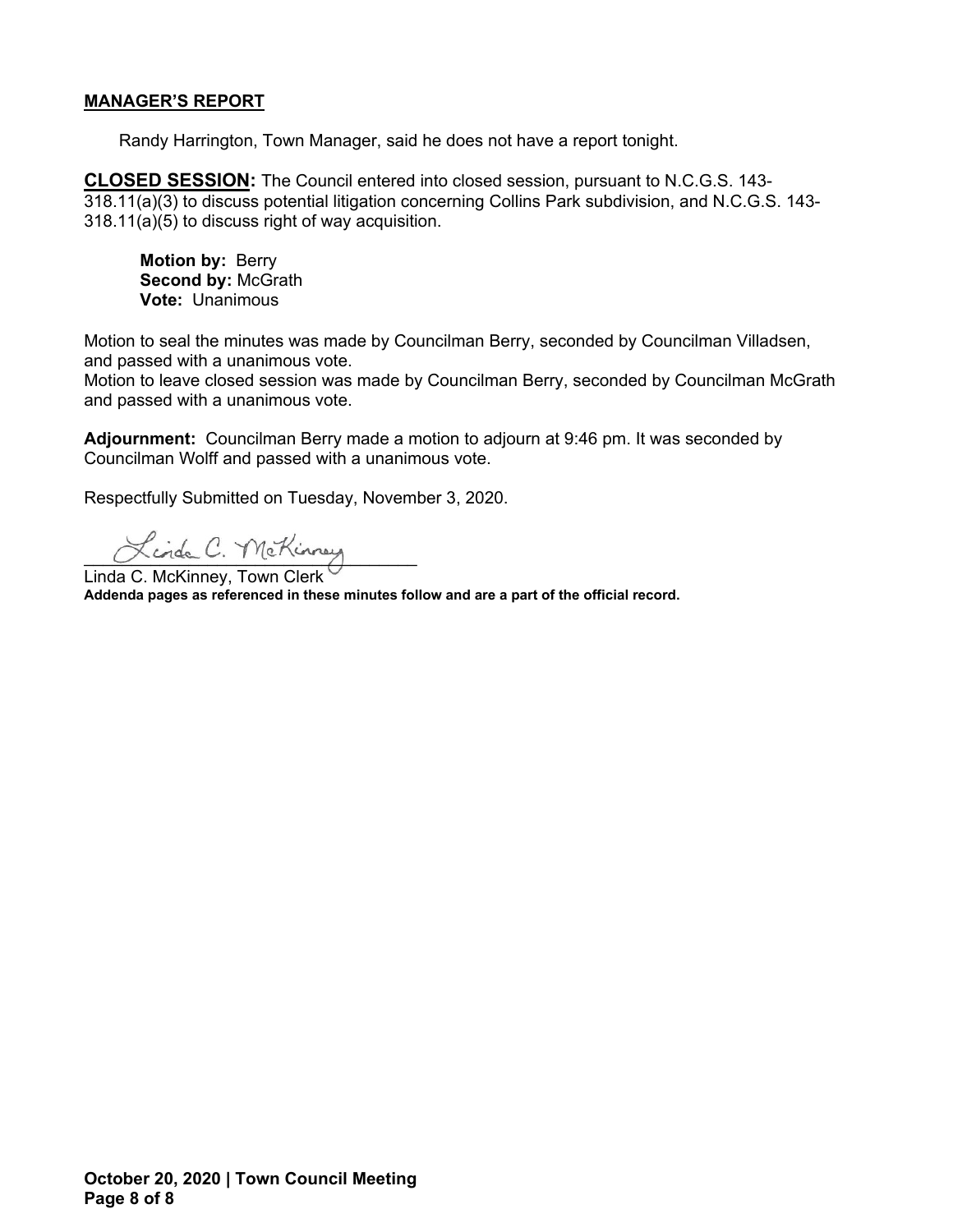**MANAGER'S REPORT**

Randy Harrington, Town Manager, said he does not have a report tonight.

**CLOSED SESSION:** The Council entered into closed session, pursuant to N.C.G.S. 143-318.11(a)(3) to discuss potential litigation concerning Collins Park subdivision, and N.C.G.S. 143-318.11(a)(5) to discuss right of way acquisition.

**Motion by:** Berry
**Second by:** McGrath
**Vote:** Unanimous

Motion to seal the minutes was made by Councilman Berry, seconded by Councilman Villadsen, and passed with a unanimous vote.
Motion to leave closed session was made by Councilman Berry, seconded by Councilman McGrath and passed with a unanimous vote.

**Adjournment:** Councilman Berry made a motion to adjourn at 9:46 pm. It was seconded by Councilman Wolff and passed with a unanimous vote.

Respectfully Submitted on Tuesday, November 3, 2020.

Linda C. McKinney

Linda C. McKinney, Town Clerk
**Addenda pages as referenced in these minutes follow and are a part of the official record.**